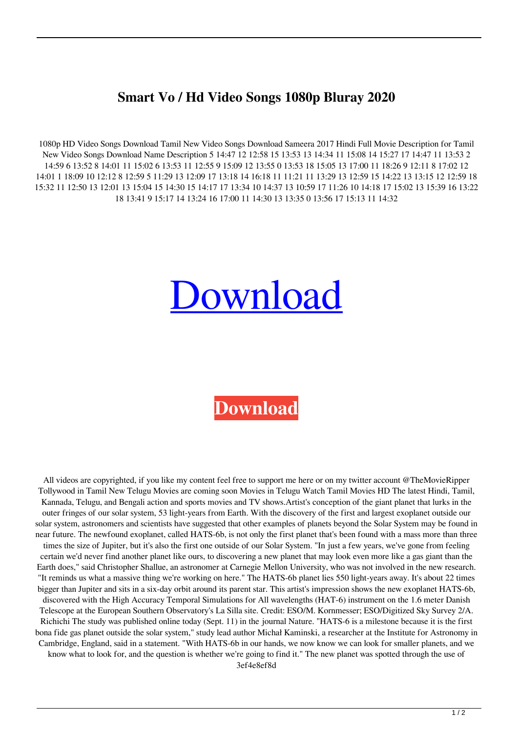# Smart Vo / Hd Video Songs 1080p Bluray 2020

1080p HD Video Songs Download Tamil New Video Songs Download Sameera 2017 Hindi Full Movie Description for Tamil New Video Songs Download Name Description 5 14:47 12 12:58 15 13:53 13 14:34 11 15:08 14 15:27 17 14:47 11 13:53 2 14:59 6 13:52 8 14:01 11 15:02 6 13:53 11 12:55 9 15:09 12 13:55 0 13:53 18 15:05 13 17:00 11 18:26 9 12:11 8 17:02 12 14:01 1 18:09 10 12:12 8 12:59 5 11:29 13 12:09 17 13:18 14 16:18 11 11:21 11 13:29 13 12:59 15 14:22 13 13:15 12 12:59 18 15:32 11 12:50 13 12:01 13 15:04 15 14:30 15 14:17 17 13:34 10 14:37 13 10:59 17 11:26 10 14:18 17 15:02 13 15:39 16 13:22 18 13:41 9 15:17 14 13:24 16 17:00 11 14:30 13 13:35 0 13:56 17 15:13 11 14:32

Download

**Download**

All videos are copyrighted, if you like my content feel free to support me here or on my twitter account @TheMovieRipper Tollywood in Tamil New Telugu Movies are coming soon Movies in Telugu Watch Tamil Movies HD The latest Hindi, Tamil, Kannada, Telugu, and Bengali action and sports movies and TV shows.Artist's conception of the giant planet that lurks in the outer fringes of our solar system, 53 light-years from Earth. With the discovery of the first and largest exoplanet outside our solar system, astronomers and scientists have suggested that other examples of planets beyond the Solar System may be found in near future. The newfound exoplanet, called HATS-6b, is not only the first planet that's been found with a mass more than three times the size of Jupiter, but it's also the first one outside of our Solar System. "In just a few years, we've gone from feeling certain we'd never find another planet like ours, to discovering a new planet that may look even more like a gas giant than the Earth does," said Christopher Shallue, an astronomer at Carnegie Mellon University, who was not involved in the new research. "It reminds us what a massive thing we're working on here." The HATS-6b planet lies 550 light-years away. It's about 22 times bigger than Jupiter and sits in a six-day orbit around its parent star. This artist's impression shows the new exoplanet HATS-6b, discovered with the High Accuracy Temporal Simulations for All wavelengths (HAT-6) instrument on the 1.6 meter Danish Telescope at the European Southern Observatory's La Silla site. Credit: ESO/M. Kornmesser; ESO/Digitized Sky Survey 2/A. Richichi The study was published online today (Sept. 11) in the journal Nature. "HATS-6 is a milestone because it is the first bona fide gas planet outside the solar system," study lead author Michał Kaminski, a researcher at the Institute for Astronomy in Cambridge, England, said in a statement. "With HATS-6b in our hands, we now know we can look for smaller planets, and we know what to look for, and the question is whether we're going to find it." The new planet was spotted through the use of 3ef4e8ef8d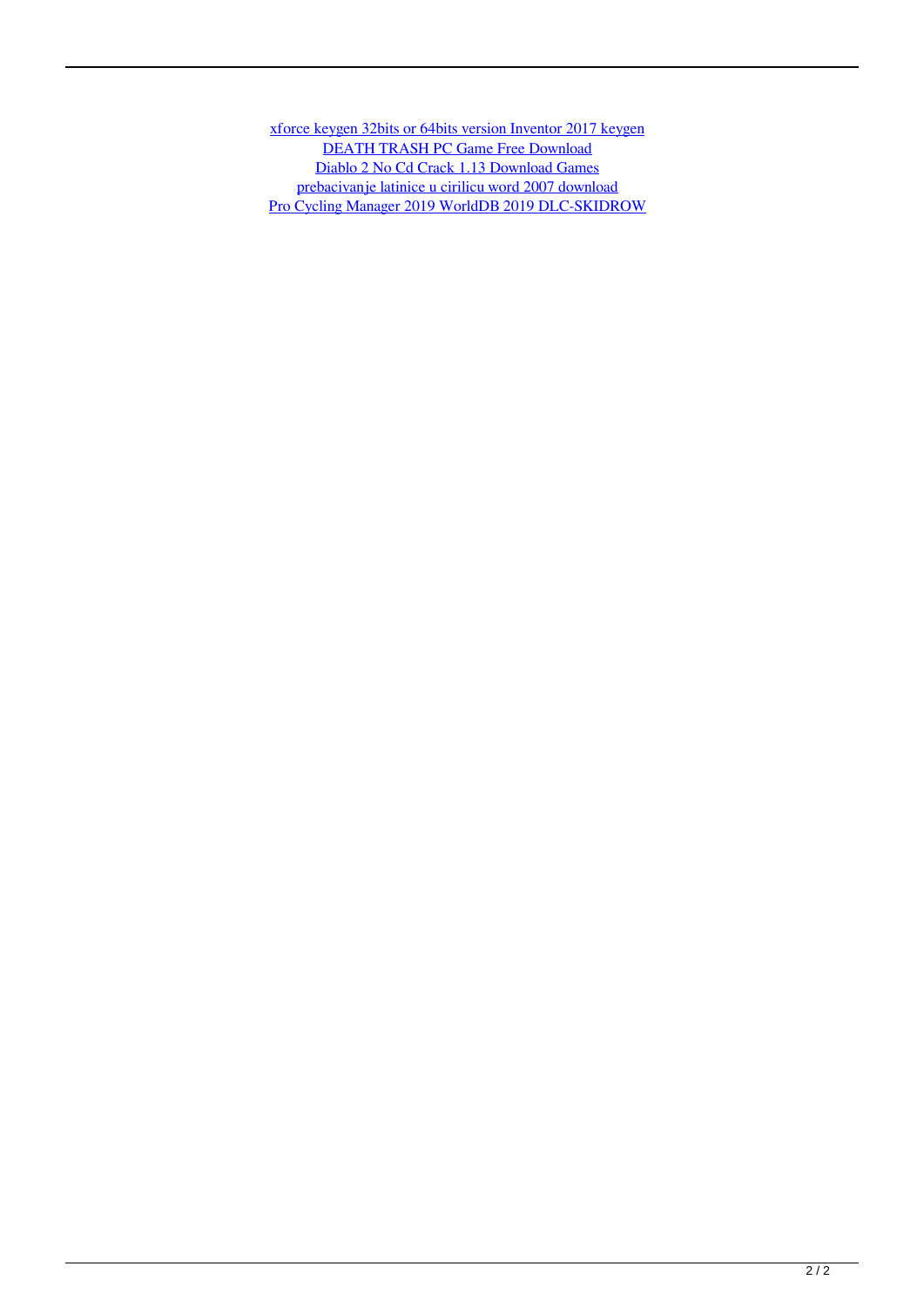xforce keygen 32bits or 64bits version Inventor 2017 keygen
DEATH TRASH PC Game Free Download
Diablo 2 No Cd Crack 1.13 Download Games
prebacivanje latinice u cirilicu word 2007 download
Pro Cycling Manager 2019 WorldDB 2019 DLC-SKIDROW